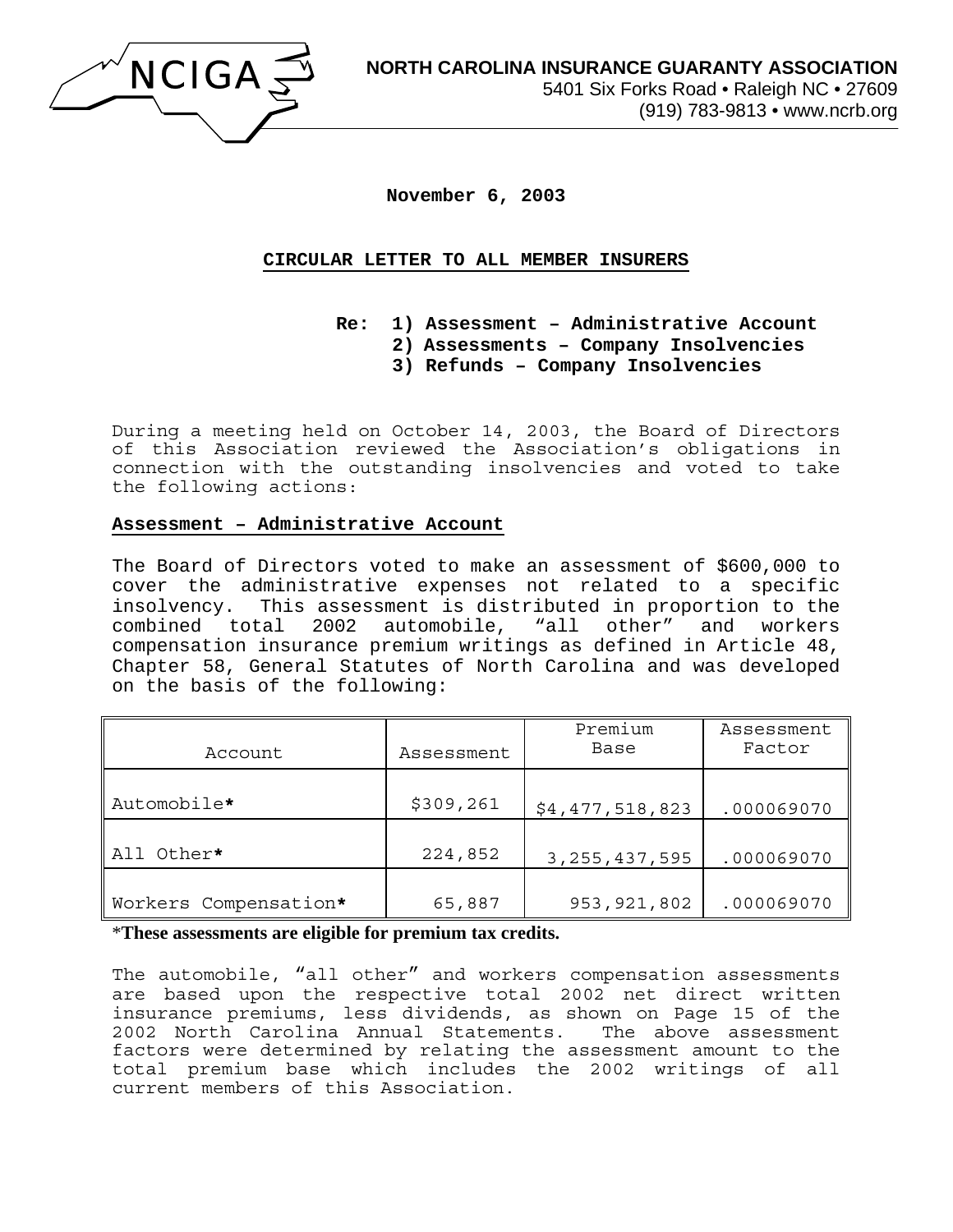NCIGA

**NORTH CAROLINA INSURANCE GUARANTY ASSOCIATION**
5401 Six Forks Road • Raleigh NC • 27609
(919) 783-9813 • www.ncrb.org

**November 6, 2003**

**CIRCULAR LETTER TO ALL MEMBER INSURERS**

**Re: 1) Assessment – Administrative Account**
**2) Assessments – Company Insolvencies**
**3) Refunds – Company Insolvencies**

During a meeting held on October 14, 2003, the Board of Directors of this Association reviewed the Association's obligations in connection with the outstanding insolvencies and voted to take the following actions:

## Assessment – Administrative Account

The Board of Directors voted to make an assessment of $600,000 to cover the administrative expenses not related to a specific insolvency. This assessment is distributed in proportion to the combined total 2002 automobile, "all other" and workers compensation insurance premium writings as defined in Article 48, Chapter 58, General Statutes of North Carolina and was developed on the basis of the following:

| Account | Assessment | Premium Base | Assessment Factor |
|---|---|---|---|
| Automobile* | $309,261 | $4,477,518,823 | .000069070 |
| All Other* | 224,852 | 3,255,437,595 | .000069070 |
| Workers Compensation* | 65,887 | 953,921,802 | .000069070 |

***These assessments are eligible for premium tax credits.**

The automobile, "all other" and workers compensation assessments are based upon the respective total 2002 net direct written insurance premiums, less dividends, as shown on Page 15 of the 2002 North Carolina Annual Statements. The above assessment factors were determined by relating the assessment amount to the total premium base which includes the 2002 writings of all current members of this Association.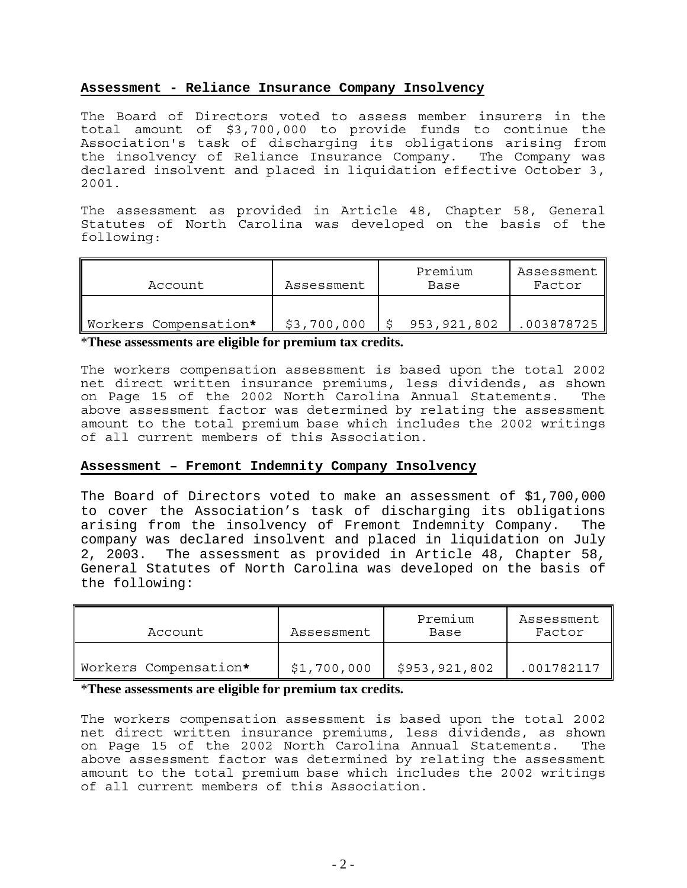## **Assessment - Reliance Insurance Company Insolvency**

The Board of Directors voted to assess member insurers in the total amount of $3,700,000 to provide funds to continue the Association's task of discharging its obligations arising from the insolvency of Reliance Insurance Company. The Company was declared insolvent and placed in liquidation effective October 3, 2001.

The assessment as provided in Article 48, Chapter 58, General Statutes of North Carolina was developed on the basis of the following:

| Account | Assessment | Premium Base | Assessment Factor |
|---|---|---|---|
| Workers Compensation* | $3,700,000 | $ 953,921,802 | .003878725 |

\***These assessments are eligible for premium tax credits.**

The workers compensation assessment is based upon the total 2002 net direct written insurance premiums, less dividends, as shown on Page 15 of the 2002 North Carolina Annual Statements. The above assessment factor was determined by relating the assessment amount to the total premium base which includes the 2002 writings of all current members of this Association.

## **Assessment – Fremont Indemnity Company Insolvency**

The Board of Directors voted to make an assessment of $1,700,000 to cover the Association's task of discharging its obligations arising from the insolvency of Fremont Indemnity Company. The company was declared insolvent and placed in liquidation on July 2, 2003. The assessment as provided in Article 48, Chapter 58, General Statutes of North Carolina was developed on the basis of the following:

| Account | Assessment | Premium Base | Assessment Factor |
|---|---|---|---|
| Workers Compensation* | $1,700,000 | $953,921,802 | .001782117 |

\***These assessments are eligible for premium tax credits.**

The workers compensation assessment is based upon the total 2002 net direct written insurance premiums, less dividends, as shown on Page 15 of the 2002 North Carolina Annual Statements. The above assessment factor was determined by relating the assessment amount to the total premium base which includes the 2002 writings of all current members of this Association.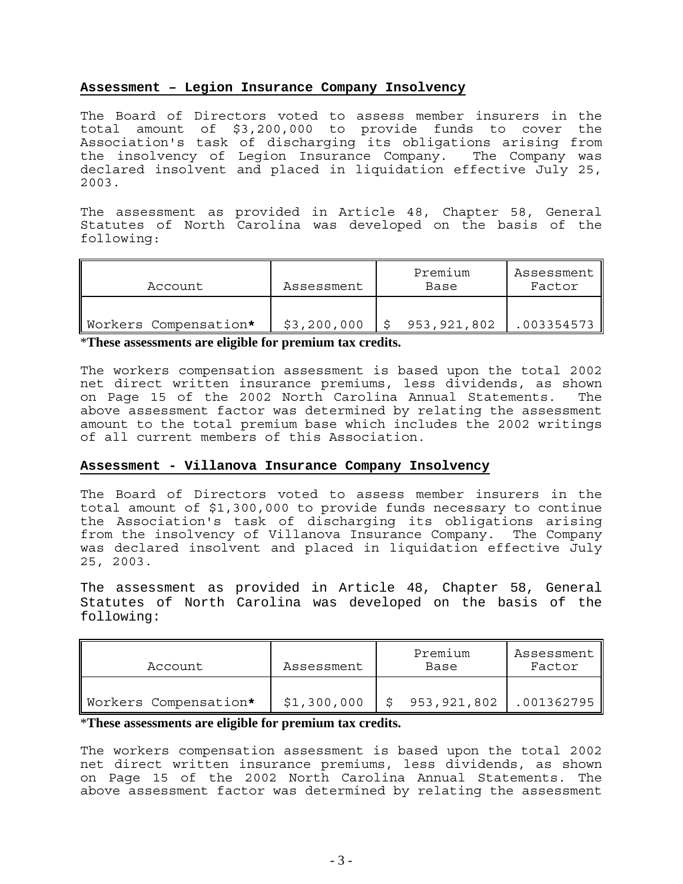## Assessment – Legion Insurance Company Insolvency

The Board of Directors voted to assess member insurers in the total amount of $3,200,000 to provide funds to cover the Association's task of discharging its obligations arising from the insolvency of Legion Insurance Company. The Company was declared insolvent and placed in liquidation effective July 25, 2003.

The assessment as provided in Article 48, Chapter 58, General Statutes of North Carolina was developed on the basis of the following:

| Account | Assessment | Premium Base | Assessment Factor |
|---|---|---|---|
| Workers Compensation* | $3,200,000 | $ 953,921,802 | .003354573 |

*These assessments are eligible for premium tax credits.

The workers compensation assessment is based upon the total 2002 net direct written insurance premiums, less dividends, as shown on Page 15 of the 2002 North Carolina Annual Statements. The above assessment factor was determined by relating the assessment amount to the total premium base which includes the 2002 writings of all current members of this Association.

## Assessment - Villanova Insurance Company Insolvency

The Board of Directors voted to assess member insurers in the total amount of $1,300,000 to provide funds necessary to continue the Association's task of discharging its obligations arising from the insolvency of Villanova Insurance Company. The Company was declared insolvent and placed in liquidation effective July 25, 2003.

The assessment as provided in Article 48, Chapter 58, General Statutes of North Carolina was developed on the basis of the following:

| Account | Assessment | Premium Base | Assessment Factor |
|---|---|---|---|
| Workers Compensation* | $1,300,000 | $ 953,921,802 | .001362795 |

*These assessments are eligible for premium tax credits.

The workers compensation assessment is based upon the total 2002 net direct written insurance premiums, less dividends, as shown on Page 15 of the 2002 North Carolina Annual Statements. The above assessment factor was determined by relating the assessment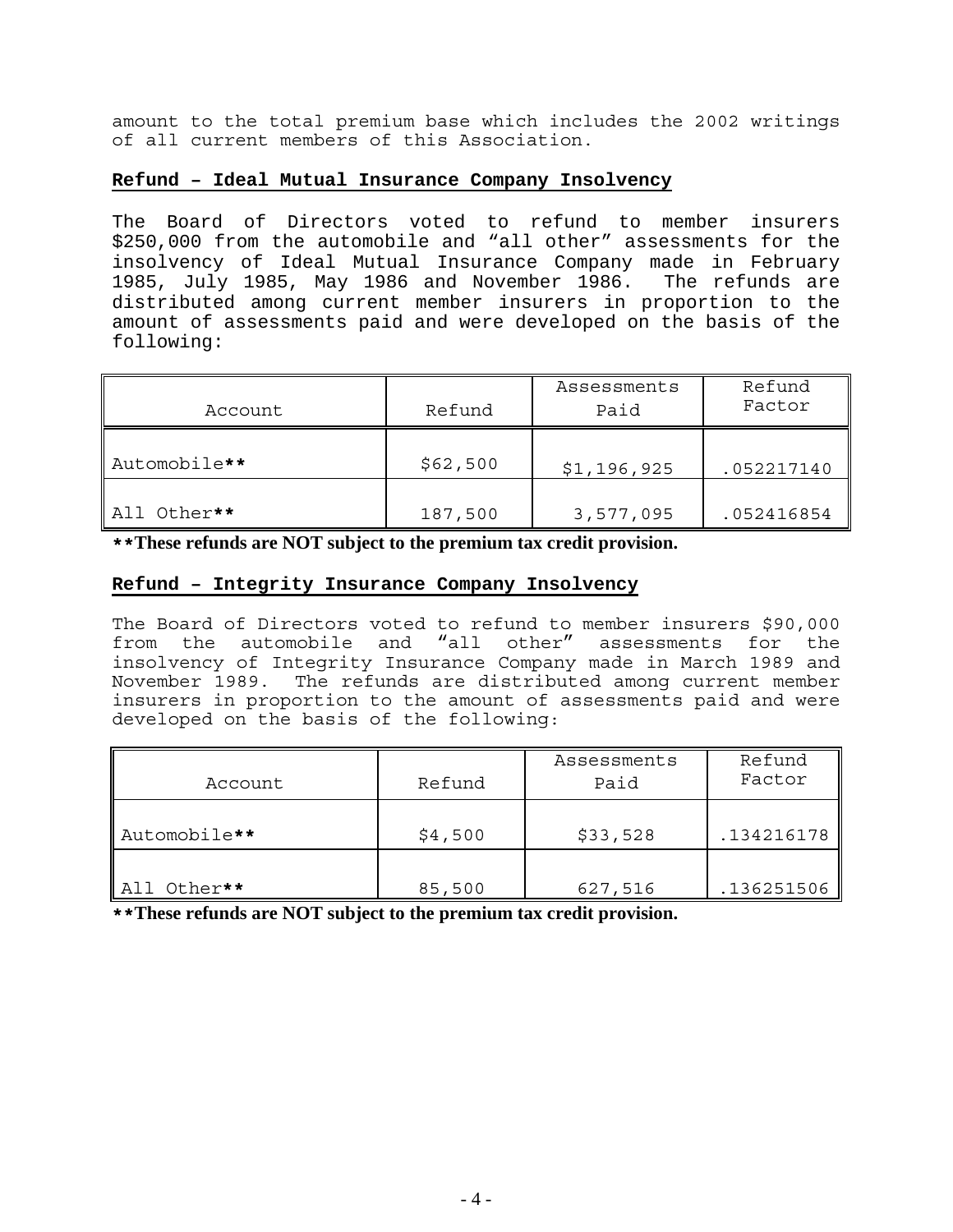amount to the total premium base which includes the 2002 writings of all current members of this Association.

## Refund – Ideal Mutual Insurance Company Insolvency

The Board of Directors voted to refund to member insurers $250,000 from the automobile and "all other" assessments for the insolvency of Ideal Mutual Insurance Company made in February 1985, July 1985, May 1986 and November 1986. The refunds are distributed among current member insurers in proportion to the amount of assessments paid and were developed on the basis of the following:

| Account | Refund | Assessments Paid | Refund Factor |
|---|---|---|---|
| Automobile** | $62,500 | $1,196,925 | .052217140 |
| All Other** | 187,500 | 3,577,095 | .052416854 |

****These refunds are NOT subject to the premium tax credit provision.**

## Refund – Integrity Insurance Company Insolvency

The Board of Directors voted to refund to member insurers $90,000 from the automobile and "all other" assessments for the insolvency of Integrity Insurance Company made in March 1989 and November 1989. The refunds are distributed among current member insurers in proportion to the amount of assessments paid and were developed on the basis of the following:

| Account | Refund | Assessments Paid | Refund Factor |
|---|---|---|---|
| Automobile** | $4,500 | $33,528 | .134216178 |
| All Other** | 85,500 | 627,516 | .136251506 |

****These refunds are NOT subject to the premium tax credit provision.**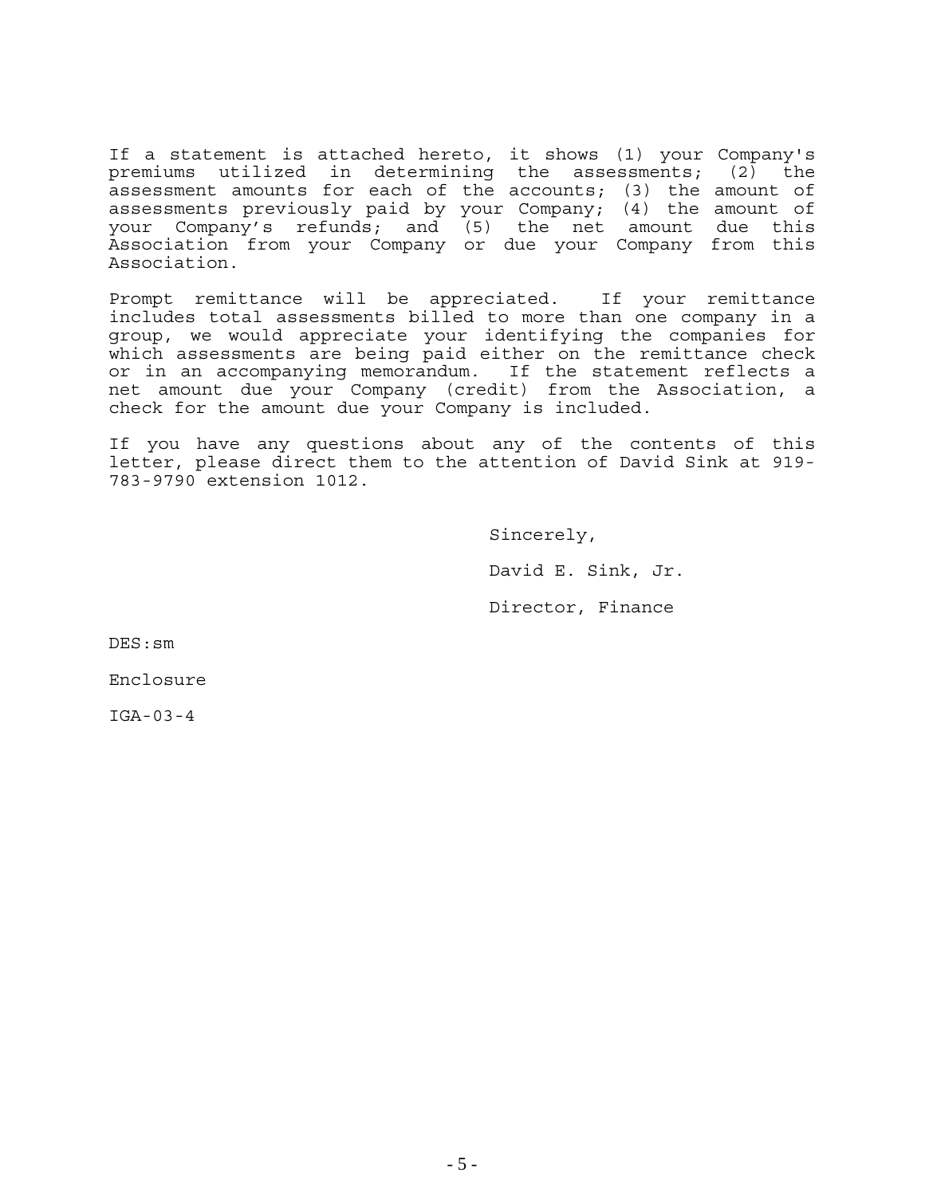If a statement is attached hereto, it shows (1) your Company's premiums utilized in determining the assessments; (2) the assessment amounts for each of the accounts; (3) the amount of assessments previously paid by your Company; (4) the amount of your Company's refunds; and (5) the net amount due this Association from your Company or due your Company from this Association.

Prompt remittance will be appreciated. If your remittance includes total assessments billed to more than one company in a group, we would appreciate your identifying the companies for which assessments are being paid either on the remittance check or in an accompanying memorandum. If the statement reflects a net amount due your Company (credit) from the Association, a check for the amount due your Company is included.

If you have any questions about any of the contents of this letter, please direct them to the attention of David Sink at 919-783-9790 extension 1012.

Sincerely,

David E. Sink, Jr.

Director, Finance

DES:sm

Enclosure

IGA-03-4